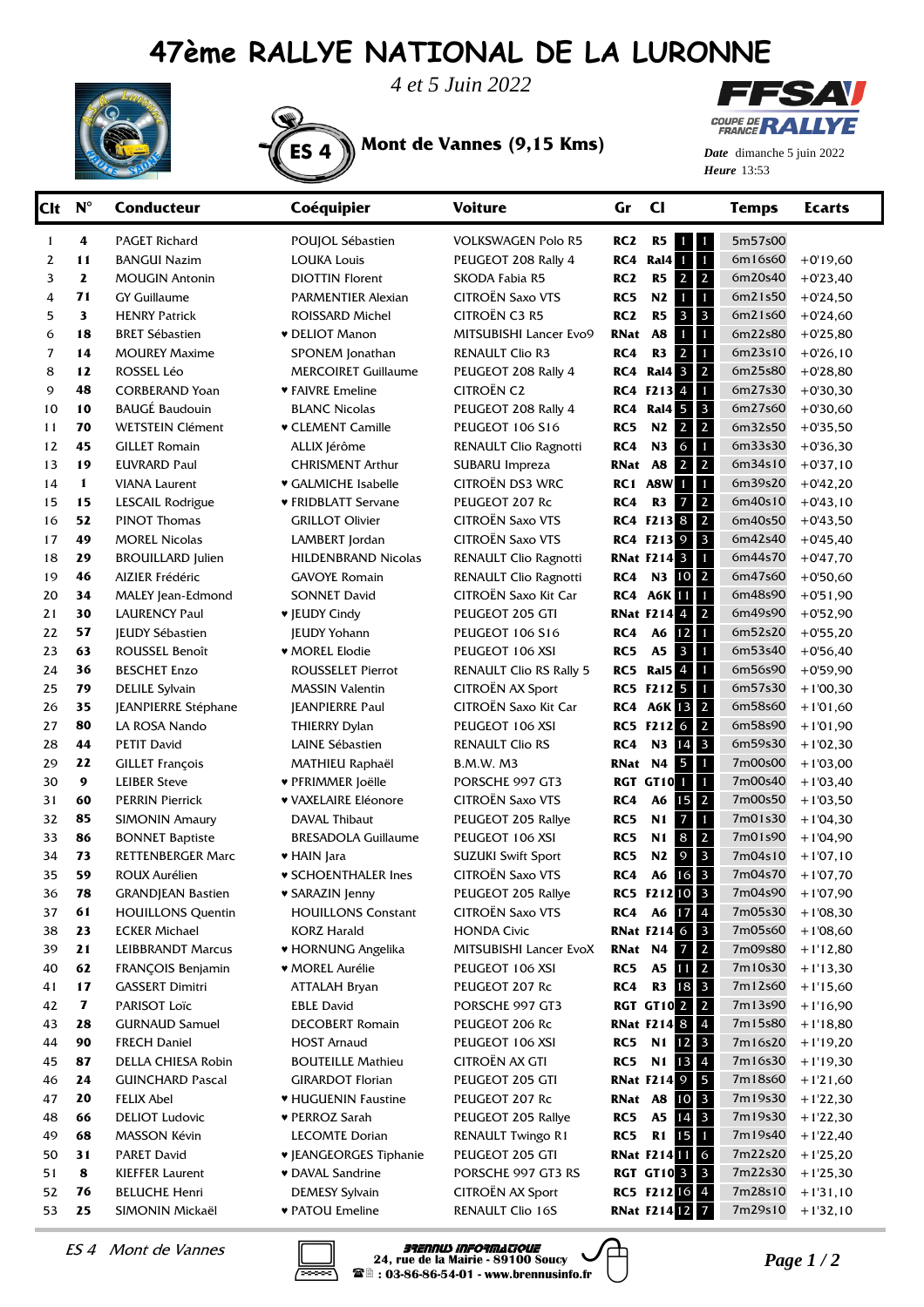# 47ème RALLYE NATIONAL DE LA LURONNE

*4 et 5 Juin 2022*

**ES 4** **Mont de Vannes (9,15 Kms)**

*Date* dimanche 5 juin 2022
*Heure* 13:53

| Clt | N° | Conducteur | Coéquipier | Voiture | Gr | Cl | | | Temps | Ecarts |
|---|---|---|---|---|---|---|---|---|---|---|
| 1 | 4 | PAGET Richard | POUJOL Sébastien | VOLKSWAGEN Polo R5 | RC2 | R5 | 1 | 1 | 5m57s00 | |
| 2 | 11 | BANGUI Nazim | LOUKA Louis | PEUGEOT 208 Rally 4 | RC4 | Ral4 | 1 | 1 | 6m16s60 | +0'19,60 |
| 3 | 2 | MOUGIN Antonin | DIOTTIN Florent | SKODA Fabia R5 | RC2 | R5 | 2 | 2 | 6m20s40 | +0'23,40 |
| 4 | 71 | GY Guillaume | PARMENTIER Alexian | CITROËN Saxo VTS | RC5 | N2 | 1 | 1 | 6m21s50 | +0'24,50 |
| 5 | 3 | HENRY Patrick | ROISSARD Michel | CITROËN C3 R5 | RC2 | R5 | 3 | 3 | 6m21s60 | +0'24,60 |
| 6 | 18 | BRET Sébastien | ♥ DELIOT Manon | MITSUBISHI Lancer Evo9 | RNat | A8 | 1 | 1 | 6m22s80 | +0'25,80 |
| 7 | 14 | MOUREY Maxime | SPONEM Jonathan | RENAULT Clio R3 | RC4 | R3 | 2 | 1 | 6m23s10 | +0'26,10 |
| 8 | 12 | ROSSEL Léo | MERCOIRET Guillaume | PEUGEOT 208 Rally 4 | RC4 | Ral4 | 3 | 2 | 6m25s80 | +0'28,80 |
| 9 | 48 | CORBERAND Yoan | ♥ FAIVRE Emeline | CITROËN C2 | RC4 | F213 | 4 | 1 | 6m27s30 | +0'30,30 |
| 10 | 10 | BAUGÉ Baudouin | BLANC Nicolas | PEUGEOT 208 Rally 4 | RC4 | Ral4 | 5 | 3 | 6m27s60 | +0'30,60 |
| 11 | 70 | WETSTEIN Clément | ♥ CLEMENT Camille | PEUGEOT 106 S16 | RC5 | N2 | 2 | 2 | 6m32s50 | +0'35,50 |
| 12 | 45 | GILLET Romain | ALLIX Jérôme | RENAULT Clio Ragnotti | RC4 | N3 | 6 | 1 | 6m33s30 | +0'36,30 |
| 13 | 19 | EUVRARD Paul | CHRISMENT Arthur | SUBARU Impreza | RNat | A8 | 2 | 2 | 6m34s10 | +0'37,10 |
| 14 | 1 | VIANA Laurent | ♥ GALMICHE Isabelle | CITROËN DS3 WRC | RC1 | A8W | 1 | 1 | 6m39s20 | +0'42,20 |
| 15 | 15 | LESCAIL Rodrigue | ♥ FRIDBLATT Servane | PEUGEOT 207 Rc | RC4 | R3 | 7 | 2 | 6m40s10 | +0'43,10 |
| 16 | 52 | PINOT Thomas | GRILLOT Olivier | CITROËN Saxo VTS | RC4 | F213 | 8 | 2 | 6m40s50 | +0'43,50 |
| 17 | 49 | MOREL Nicolas | LAMBERT Jordan | CITROËN Saxo VTS | RC4 | F213 | 9 | 3 | 6m42s40 | +0'45,40 |
| 18 | 29 | BROUILLARD Julien | HILDENBRAND Nicolas | RENAULT Clio Ragnotti | RNat | F214 | 3 | 1 | 6m44s70 | +0'47,70 |
| 19 | 46 | AIZIER Frédéric | GAVOYE Romain | RENAULT Clio Ragnotti | RC4 | N3 | 10 | 2 | 6m47s60 | +0'50,60 |
| 20 | 34 | MALEY Jean-Edmond | SONNET David | CITROËN Saxo Kit Car | RC4 | A6K | 11 | 1 | 6m48s90 | +0'51,90 |
| 21 | 30 | LAURENCY Paul | ♥ JEUDY Cindy | PEUGEOT 205 GTI | RNat | F214 | 4 | 2 | 6m49s90 | +0'52,90 |
| 22 | 57 | JEUDY Sébastien | JEUDY Yohann | PEUGEOT 106 S16 | RC4 | A6 | 12 | 1 | 6m52s20 | +0'55,20 |
| 23 | 63 | ROUSSEL Benoît | ♥ MOREL Elodie | PEUGEOT 106 XSI | RC5 | A5 | 3 | 1 | 6m53s40 | +0'56,40 |
| 24 | 36 | BESCHET Enzo | ROUSSELET Pierrot | RENAULT Clio RS Rally 5 | RC5 | Ral5 | 4 | 1 | 6m56s90 | +0'59,90 |
| 25 | 79 | DELILE Sylvain | MASSIN Valentin | CITROËN AX Sport | RC5 | F212 | 5 | 1 | 6m57s30 | +1'00,30 |
| 26 | 35 | JEANPIERRE Stéphane | JEANPIERRE Paul | CITROËN Saxo Kit Car | RC4 | A6K | 13 | 2 | 6m58s60 | +1'01,60 |
| 27 | 80 | LA ROSA Nando | THIERRY Dylan | PEUGEOT 106 XSI | RC5 | F212 | 6 | 2 | 6m58s90 | +1'01,90 |
| 28 | 44 | PETIT David | LAINE Sébastien | RENAULT Clio RS | RC4 | N3 | 14 | 3 | 6m59s30 | +1'02,30 |
| 29 | 22 | GILLET François | MATHIEU Raphaël | B.M.W. M3 | RNat | N4 | 5 | 1 | 7m00s00 | +1'03,00 |
| 30 | 9 | LEIBER Steve | ♥ PFRIMMER Joëlle | PORSCHE 997 GT3 | RGT | GT10 | 1 | 1 | 7m00s40 | +1'03,40 |
| 31 | 60 | PERRIN Pierrick | ♥ VAXELAIRE Eléonore | CITROËN Saxo VTS | RC4 | A6 | 15 | 2 | 7m00s50 | +1'03,50 |
| 32 | 85 | SIMONIN Amaury | DAVAL Thibaut | PEUGEOT 205 Rallye | RC5 | N1 | 7 | 1 | 7m01s30 | +1'04,30 |
| 33 | 86 | BONNET Baptiste | BRESADOLA Guillaume | PEUGEOT 106 XSI | RC5 | N1 | 8 | 2 | 7m01s90 | +1'04,90 |
| 34 | 73 | RETTENBERGER Marc | ♥ HAIN Jara | SUZUKI Swift Sport | RC5 | N2 | 9 | 3 | 7m04s10 | +1'07,10 |
| 35 | 59 | ROUX Aurélien | ♥ SCHOENTHALER Ines | CITROËN Saxo VTS | RC4 | A6 | 16 | 3 | 7m04s70 | +1'07,70 |
| 36 | 78 | GRANDJEAN Bastien | ♥ SARAZIN Jenny | PEUGEOT 205 Rallye | RC5 | F212 | 10 | 3 | 7m04s90 | +1'07,90 |
| 37 | 61 | HOUILLONS Quentin | HOUILLONS Constant | CITROËN Saxo VTS | RC4 | A6 | 17 | 4 | 7m05s30 | +1'08,30 |
| 38 | 23 | ECKER Michael | KORZ Harald | HONDA Civic | RNat | F214 | 6 | 3 | 7m05s60 | +1'08,60 |
| 39 | 21 | LEIBBRANDT Marcus | ♥ HORNUNG Angelika | MITSUBISHI Lancer EvoX | RNat | N4 | 7 | 2 | 7m09s80 | +1'12,80 |
| 40 | 62 | FRANÇOIS Benjamin | ♥ MOREL Aurélie | PEUGEOT 106 XSI | RC5 | A5 | 11 | 2 | 7m10s30 | +1'13,30 |
| 41 | 17 | GASSERT Dimitri | ATTALAH Bryan | PEUGEOT 207 Rc | RC4 | R3 | 18 | 3 | 7m12s60 | +1'15,60 |
| 42 | 7 | PARISOT Loïc | EBLE David | PORSCHE 997 GT3 | RGT | GT10 | 2 | 2 | 7m13s90 | +1'16,90 |
| 43 | 28 | GURNAUD Samuel | DECOBERT Romain | PEUGEOT 206 Rc | RNat | F214 | 8 | 4 | 7m15s80 | +1'18,80 |
| 44 | 90 | FRECH Daniel | HOST Arnaud | PEUGEOT 106 XSI | RC5 | N1 | 12 | 3 | 7m16s20 | +1'19,20 |
| 45 | 87 | DELLA CHIESA Robin | BOUTEILLE Mathieu | CITROËN AX GTI | RC5 | N1 | 13 | 4 | 7m16s30 | +1'19,30 |
| 46 | 24 | GUINCHARD Pascal | GIRARDOT Florian | PEUGEOT 205 GTI | RNat | F214 | 9 | 5 | 7m18s60 | +1'21,60 |
| 47 | 20 | FELIX Abel | ♥ HUGUENIN Faustine | PEUGEOT 207 Rc | RNat | A8 | 10 | 3 | 7m19s30 | +1'22,30 |
| 48 | 66 | DELIOT Ludovic | ♥ PERROZ Sarah | PEUGEOT 205 Rallye | RC5 | A5 | 14 | 3 | 7m19s30 | +1'22,30 |
| 49 | 68 | MASSON Kévin | LECOMTE Dorian | RENAULT Twingo R1 | RC5 | R1 | 15 | 1 | 7m19s40 | +1'22,40 |
| 50 | 31 | PARET David | ♥ JEANGEORGES Tiphanie | PEUGEOT 205 GTI | RNat | F214 | 11 | 6 | 7m22s20 | +1'25,20 |
| 51 | 8 | KIEFFER Laurent | ♥ DAVAL Sandrine | PORSCHE 997 GT3 RS | RGT | GT10 | 3 | 3 | 7m22s30 | +1'25,30 |
| 52 | 76 | BELUCHE Henri | DEMESY Sylvain | CITROËN AX Sport | RC5 | F212 | 16 | 4 | 7m28s10 | +1'31,10 |
| 53 | 25 | SIMONIN Mickaël | ♥ PATOU Emeline | RENAULT Clio 16S | RNat | F214 | 12 | 7 | 7m29s10 | +1'32,10 |

*ES 4 Mont de Vannes*

BRENNUS INFORMATIQUE
24, rue de la Mairie - 89100 Soucy
: 03-86-86-54-01 - www.brennusinfo.fr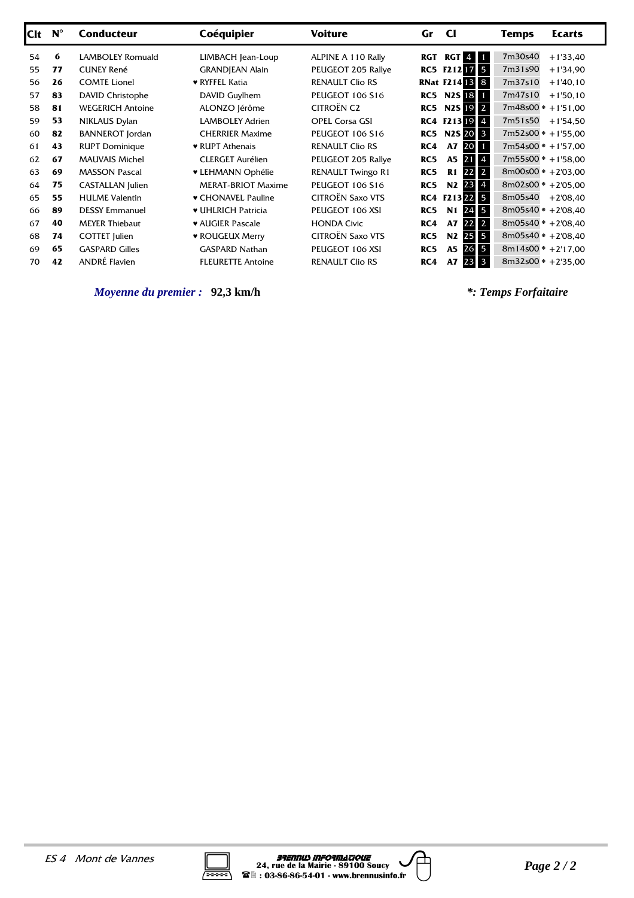| Clt | N° | Conducteur | Coéquipier | Voiture | Gr | Cl | | | Temps | Ecarts |
|---|---|---|---|---|---|---|---|---|---|---|
| 54 | 6 | LAMBOLEY Romuald | LIMBACH Jean-Loup | ALPINE A 110 Rally | RGT | RGT | 4 | 1 | 7m30s40 | +1'33,40 |
| 55 | 77 | CUNEY René | GRANDJEAN Alain | PEUGEOT 205 Rallye | RC5 | F212 | 17 | 5 | 7m31s90 | +1'34,90 |
| 56 | 26 | COMTE Lionel | ♥ RYFFEL Katia | RENAULT Clio RS | RNat | F214 | 13 | 8 | 7m37s10 | +1'40,10 |
| 57 | 83 | DAVID Christophe | DAVID Guylhem | PEUGEOT 106 S16 | RC5 | N2S | 18 | 1 | 7m47s10 | +1'50,10 |
| 58 | 81 | WEGERICH Antoine | ALONZO Jérôme | CITROËN C2 | RC5 | N2S | 19 | 2 | 7m48s00 * | +1'51,00 |
| 59 | 53 | NIKLAUS Dylan | LAMBOLEY Adrien | OPEL Corsa GSI | RC4 | F213 | 19 | 4 | 7m51s50 | +1'54,50 |
| 60 | 82 | BANNEROT Jordan | CHERRIER Maxime | PEUGEOT 106 S16 | RC5 | N2S | 20 | 3 | 7m52s00 * | +1'55,00 |
| 61 | 43 | RUPT Dominique | ♥ RUPT Athenais | RENAULT Clio RS | RC4 | A7 | 20 | 1 | 7m54s00 * | +1'57,00 |
| 62 | 67 | MAUVAIS Michel | CLERGET Aurélien | PEUGEOT 205 Rallye | RC5 | A5 | 21 | 4 | 7m55s00 * | +1'58,00 |
| 63 | 69 | MASSON Pascal | ♥ LEHMANN Ophélie | RENAULT Twingo R1 | RC5 | R1 | 22 | 2 | 8m00s00 * | +2'03,00 |
| 64 | 75 | CASTALLAN Julien | MERAT-BRIOT Maxime | PEUGEOT 106 S16 | RC5 | N2 | 23 | 4 | 8m02s00 * | +2'05,00 |
| 65 | 55 | HULME Valentin | ♥ CHONAVEL Pauline | CITROËN Saxo VTS | RC4 | F213 | 22 | 5 | 8m05s40 | +2'08,40 |
| 66 | 89 | DESSY Emmanuel | ♥ UHLRICH Patricia | PEUGEOT 106 XSI | RC5 | N1 | 24 | 5 | 8m05s40 * | +2'08,40 |
| 67 | 40 | MEYER Thiebaut | ♥ AUGIER Pascale | HONDA Civic | RC4 | A7 | 22 | 2 | 8m05s40 * | +2'08,40 |
| 68 | 74 | COTTET Julien | ♥ ROUGEUX Merry | CITROËN Saxo VTS | RC5 | N2 | 25 | 5 | 8m05s40 * | +2'08,40 |
| 69 | 65 | GASPARD Gilles | GASPARD Nathan | PEUGEOT 106 XSI | RC5 | A5 | 26 | 5 | 8m14s00 * | +2'17,00 |
| 70 | 42 | ANDRÉ Flavien | FLEURETTE Antoine | RENAULT Clio RS | RC4 | A7 | 23 | 3 | 8m32s00 * | +2'35,00 |

*Moyenne du premier :* **92,3 km/h**

*\*: Temps Forfaitaire*

*ES 4 Mont de Vannes*

BRENNUS INFORMATIQUE
24, rue de la Mairie - 89100 Soucy
: 03-86-86-54-01 - www.brennusinfo.fr